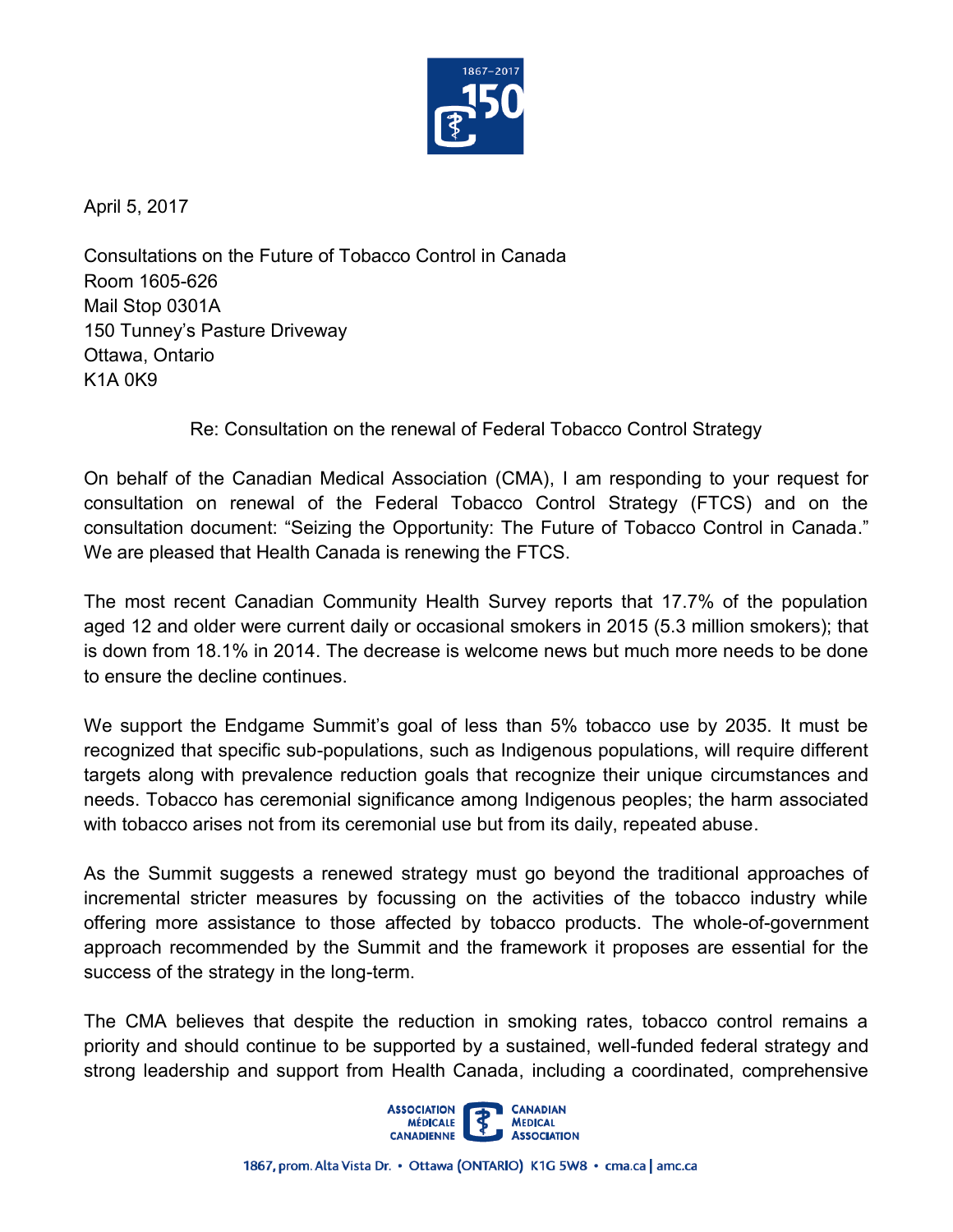April 5, 2017

Consultations on the Future of Tobacco Control in Canada
Room 1605-626
Mail Stop 0301A
150 Tunney's Pasture Driveway
Ottawa, Ontario
K1A 0K9

Re: Consultation on the renewal of Federal Tobacco Control Strategy

On behalf of the Canadian Medical Association (CMA), I am responding to your request for consultation on renewal of the Federal Tobacco Control Strategy (FTCS) and on the consultation document: "Seizing the Opportunity: The Future of Tobacco Control in Canada." We are pleased that Health Canada is renewing the FTCS.

The most recent Canadian Community Health Survey reports that 17.7% of the population aged 12 and older were current daily or occasional smokers in 2015 (5.3 million smokers); that is down from 18.1% in 2014. The decrease is welcome news but much more needs to be done to ensure the decline continues.

We support the Endgame Summit's goal of less than 5% tobacco use by 2035. It must be recognized that specific sub-populations, such as Indigenous populations, will require different targets along with prevalence reduction goals that recognize their unique circumstances and needs. Tobacco has ceremonial significance among Indigenous peoples; the harm associated with tobacco arises not from its ceremonial use but from its daily, repeated abuse.

As the Summit suggests a renewed strategy must go beyond the traditional approaches of incremental stricter measures by focussing on the activities of the tobacco industry while offering more assistance to those affected by tobacco products. The whole-of-government approach recommended by the Summit and the framework it proposes are essential for the success of the strategy in the long-term.

The CMA believes that despite the reduction in smoking rates, tobacco control remains a priority and should continue to be supported by a sustained, well-funded federal strategy and strong leadership and support from Health Canada, including a coordinated, comprehensive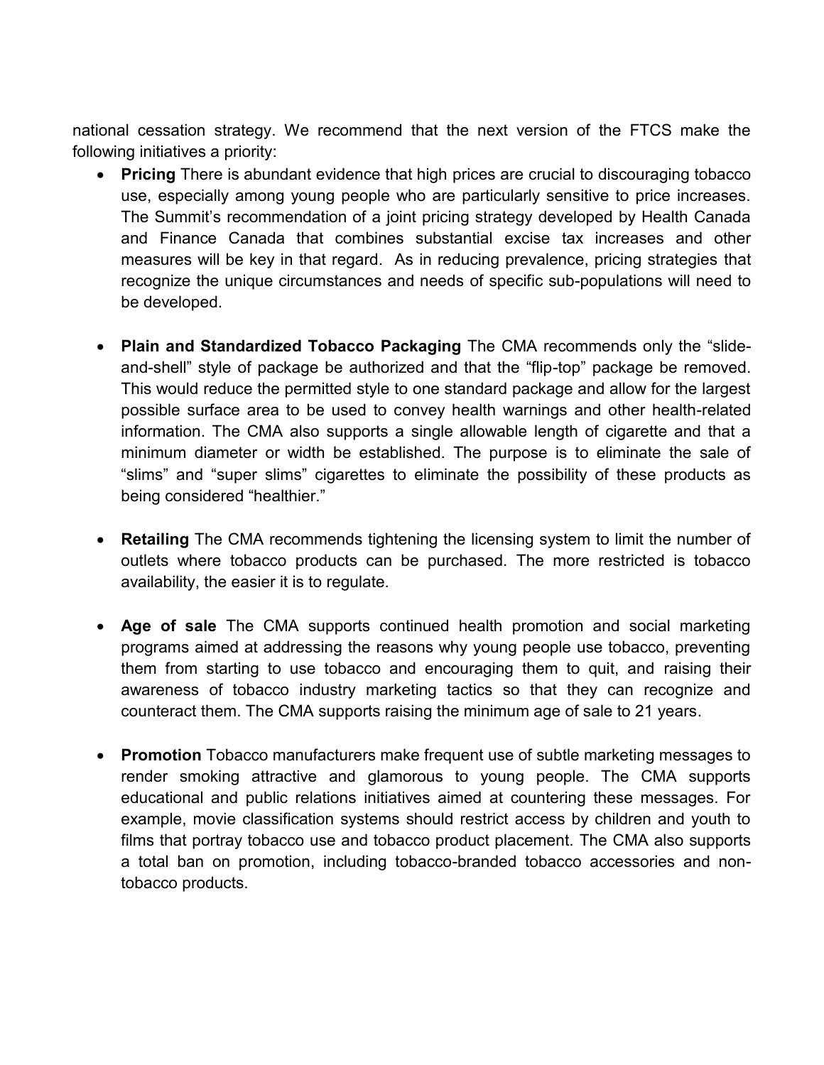national cessation strategy. We recommend that the next version of the FTCS make the following initiatives a priority:

- **Pricing** There is abundant evidence that high prices are crucial to discouraging tobacco use, especially among young people who are particularly sensitive to price increases. The Summit's recommendation of a joint pricing strategy developed by Health Canada and Finance Canada that combines substantial excise tax increases and other measures will be key in that regard. As in reducing prevalence, pricing strategies that recognize the unique circumstances and needs of specific sub-populations will need to be developed.

- **Plain and Standardized Tobacco Packaging** The CMA recommends only the "slide-and-shell" style of package be authorized and that the "flip-top" package be removed. This would reduce the permitted style to one standard package and allow for the largest possible surface area to be used to convey health warnings and other health-related information. The CMA also supports a single allowable length of cigarette and that a minimum diameter or width be established. The purpose is to eliminate the sale of "slims" and "super slims" cigarettes to eliminate the possibility of these products as being considered "healthier."

- **Retailing** The CMA recommends tightening the licensing system to limit the number of outlets where tobacco products can be purchased. The more restricted is tobacco availability, the easier it is to regulate.

- **Age of sale** The CMA supports continued health promotion and social marketing programs aimed at addressing the reasons why young people use tobacco, preventing them from starting to use tobacco and encouraging them to quit, and raising their awareness of tobacco industry marketing tactics so that they can recognize and counteract them. The CMA supports raising the minimum age of sale to 21 years.

- **Promotion** Tobacco manufacturers make frequent use of subtle marketing messages to render smoking attractive and glamorous to young people. The CMA supports educational and public relations initiatives aimed at countering these messages. For example, movie classification systems should restrict access by children and youth to films that portray tobacco use and tobacco product placement. The CMA also supports a total ban on promotion, including tobacco-branded tobacco accessories and non-tobacco products.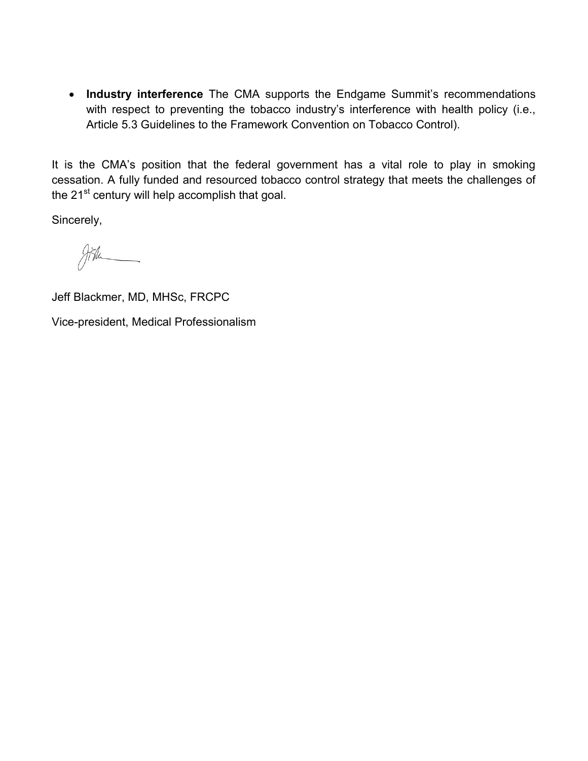- **Industry interference** The CMA supports the Endgame Summit's recommendations with respect to preventing the tobacco industry's interference with health policy (i.e., Article 5.3 Guidelines to the Framework Convention on Tobacco Control).

It is the CMA's position that the federal government has a vital role to play in smoking cessation. A fully funded and resourced tobacco control strategy that meets the challenges of the 21st century will help accomplish that goal.

Sincerely,

Jeff Blackmer, MD, MHSc, FRCPC

Vice-president, Medical Professionalism